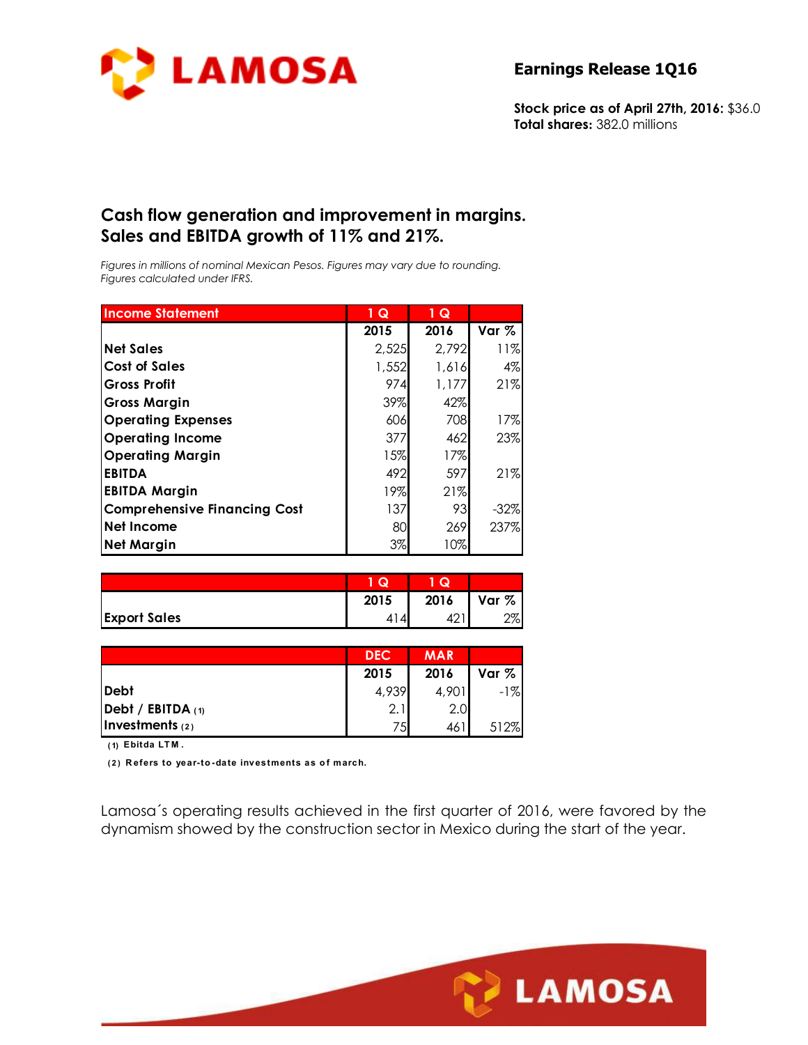**Earnings Release 1Q16**

**Stock price as of April 27th, 2016:** $36.0
**Total shares:** 382.0 millions

## Cash flow generation and improvement in margins. Sales and EBITDA growth of 11% and 21%.

*Figures in millions of nominal Mexican Pesos. Figures may vary due to rounding.*
*Figures calculated under IFRS.*

| Income Statement | 1 Q 2015 | 1 Q 2016 | Var % |
|---|---|---|---|
| **Net Sales** | 2,525 | 2,792 | 11% |
| **Cost of Sales** | 1,552 | 1,616 | 4% |
| **Gross Profit** | 974 | 1,177 | 21% |
| **Gross Margin** | 39% | 42% | |
| **Operating Expenses** | 606 | 708 | 17% |
| **Operating Income** | 377 | 462 | 23% |
| **Operating Margin** | 15% | 17% | |
| **EBITDA** | 492 | 597 | 21% |
| **EBITDA Margin** | 19% | 21% | |
| **Comprehensive Financing Cost** | 137 | 93 | -32% |
| **Net Income** | 80 | 269 | 237% |
| **Net Margin** | 3% | 10% | |

| | 1 Q 2015 | 1 Q 2016 | Var % |
|---|---|---|---|
| **Export Sales** | 414 | 421 | 2% |

| | DEC 2015 | MAR 2016 | Var % |
|---|---|---|---|
| **Debt** | 4,939 | 4,901 | -1% |
| **Debt / EBITDA (1)** | 2.1 | 2.0 | |
| **Investments (2)** | 75 | 461 | 512% |

**(1) Ebitda LTM.**

**(2) Refers to year-to-date investments as of march.**

Lamosa´s operating results achieved in the first quarter of 2016, were favored by the dynamism showed by the construction sector in Mexico during the start of the year.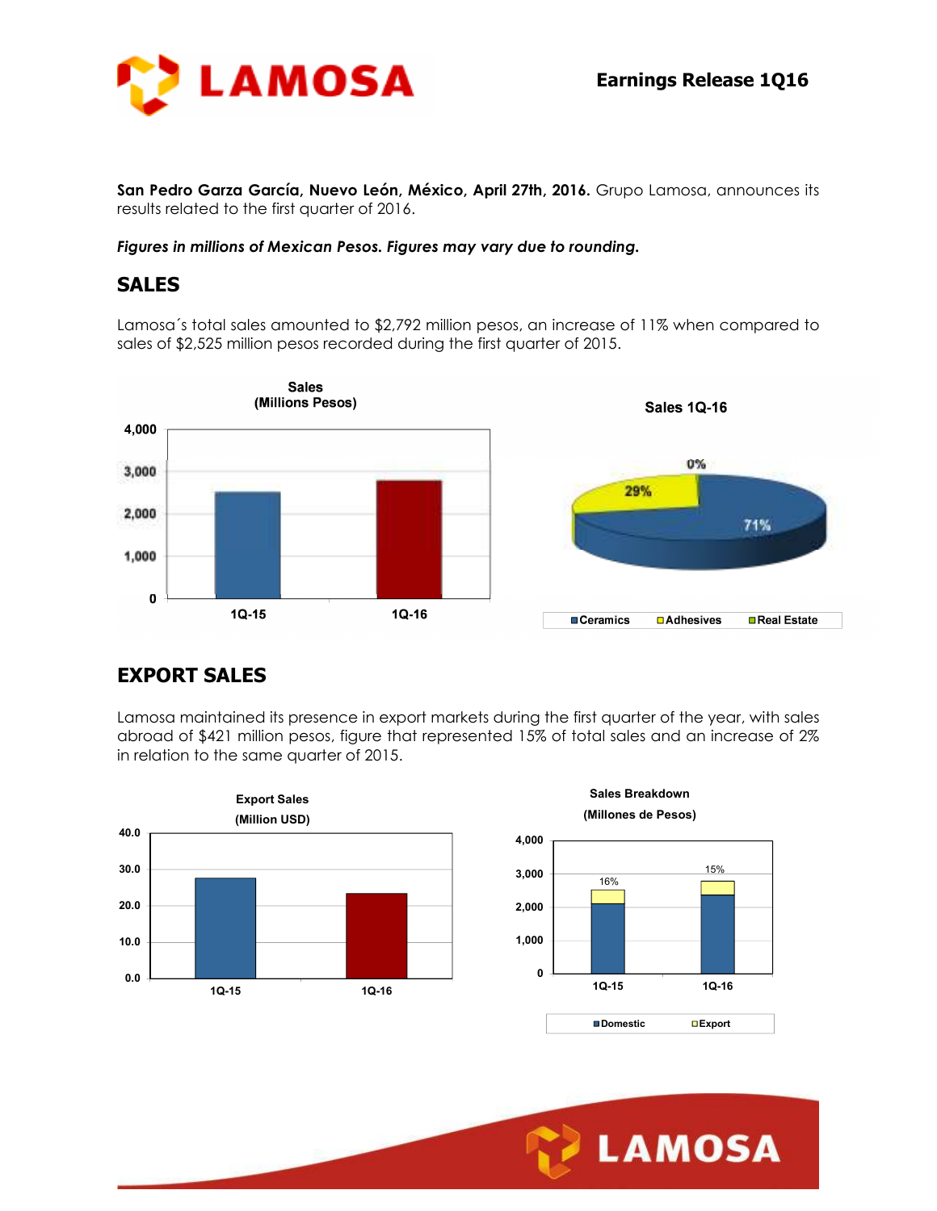**San Pedro Garza García, Nuevo León, México, April 27th, 2016.** Grupo Lamosa, announces its results related to the first quarter of 2016.

***Figures in millions of Mexican Pesos. Figures may vary due to rounding.***

## SALES

Lamosa´s total sales amounted to $2,792 million pesos, an increase of 11% when compared to sales of $2,525 million pesos recorded during the first quarter of 2015.

## EXPORT SALES

Lamosa maintained its presence in export markets during the first quarter of the year, with sales abroad of $421 million pesos, figure that represented 15% of total sales and an increase of 2% in relation to the same quarter of 2015.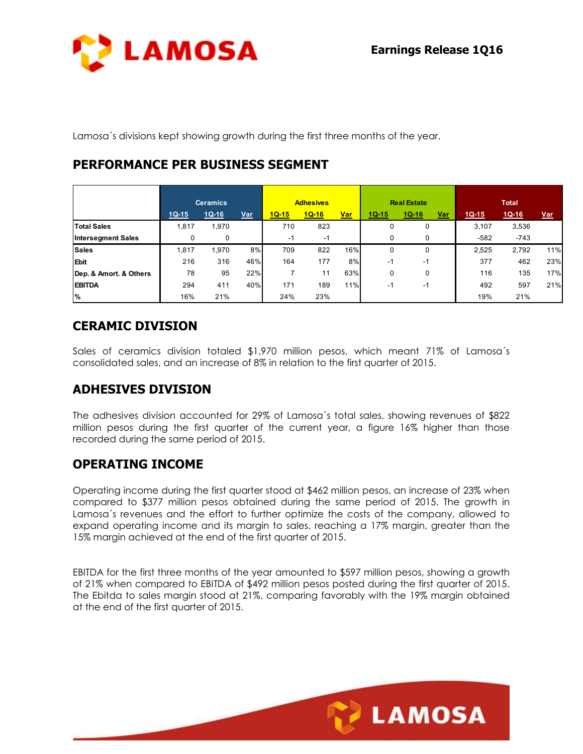Lamosa´s divisions kept showing growth during the first three months of the year.

## PERFORMANCE PER BUSINESS SEGMENT

| | Ceramics | | | Adhesives | | | Real Estate | | | Total | | |
|---|---|---|---|---|---|---|---|---|---|---|---|---|
| | 1Q-15 | 1Q-16 | Var | 1Q-15 | 1Q-16 | Var | 1Q-15 | 1Q-16 | Var | 1Q-15 | 1Q-16 | Var |
| **Total Sales** | 1,817 | 1,970 | | 710 | 823 | | 0 | 0 | | 3,107 | 3,536 | |
| **Intersegment Sales** | 0 | 0 | | -1 | -1 | | 0 | 0 | | -582 | -743 | |
| **Sales** | 1,817 | 1,970 | 8% | 709 | 822 | 16% | 0 | 0 | | 2,525 | 2,792 | 11% |
| **Ebit** | 216 | 316 | 46% | 164 | 177 | 8% | -1 | -1 | | 377 | 462 | 23% |
| **Dep. & Amort. & Others** | 78 | 95 | 22% | 7 | 11 | 63% | 0 | 0 | | 116 | 135 | 17% |
| **EBITDA** | 294 | 411 | 40% | 171 | 189 | 11% | -1 | -1 | | 492 | 597 | 21% |
| **%** | 16% | 21% | | 24% | 23% | | | | | 19% | 21% | |

## CERAMIC DIVISION

Sales of ceramics division totaled $1,970 million pesos, which meant 71% of Lamosa´s consolidated sales, and an increase of 8% in relation to the first quarter of 2015.

## ADHESIVES DIVISION

The adhesives division accounted for 29% of Lamosa´s total sales, showing revenues of $822 million pesos during the first quarter of the current year, a figure 16% higher than those recorded during the same period of 2015.

## OPERATING INCOME

Operating income during the first quarter stood at $462 million pesos, an increase of 23% when compared to $377 million pesos obtained during the same period of 2015. The growth in Lamosa´s revenues and the effort to further optimize the costs of the company, allowed to expand operating income and its margin to sales, reaching a 17% margin, greater than the 15% margin achieved at the end of the first quarter of 2015.

EBITDA for the first three months of the year amounted to $597 million pesos, showing a growth of 21% when compared to EBITDA of $492 million pesos posted during the first quarter of 2015. The Ebitda to sales margin stood at 21%, comparing favorably with the 19% margin obtained at the end of the first quarter of 2015.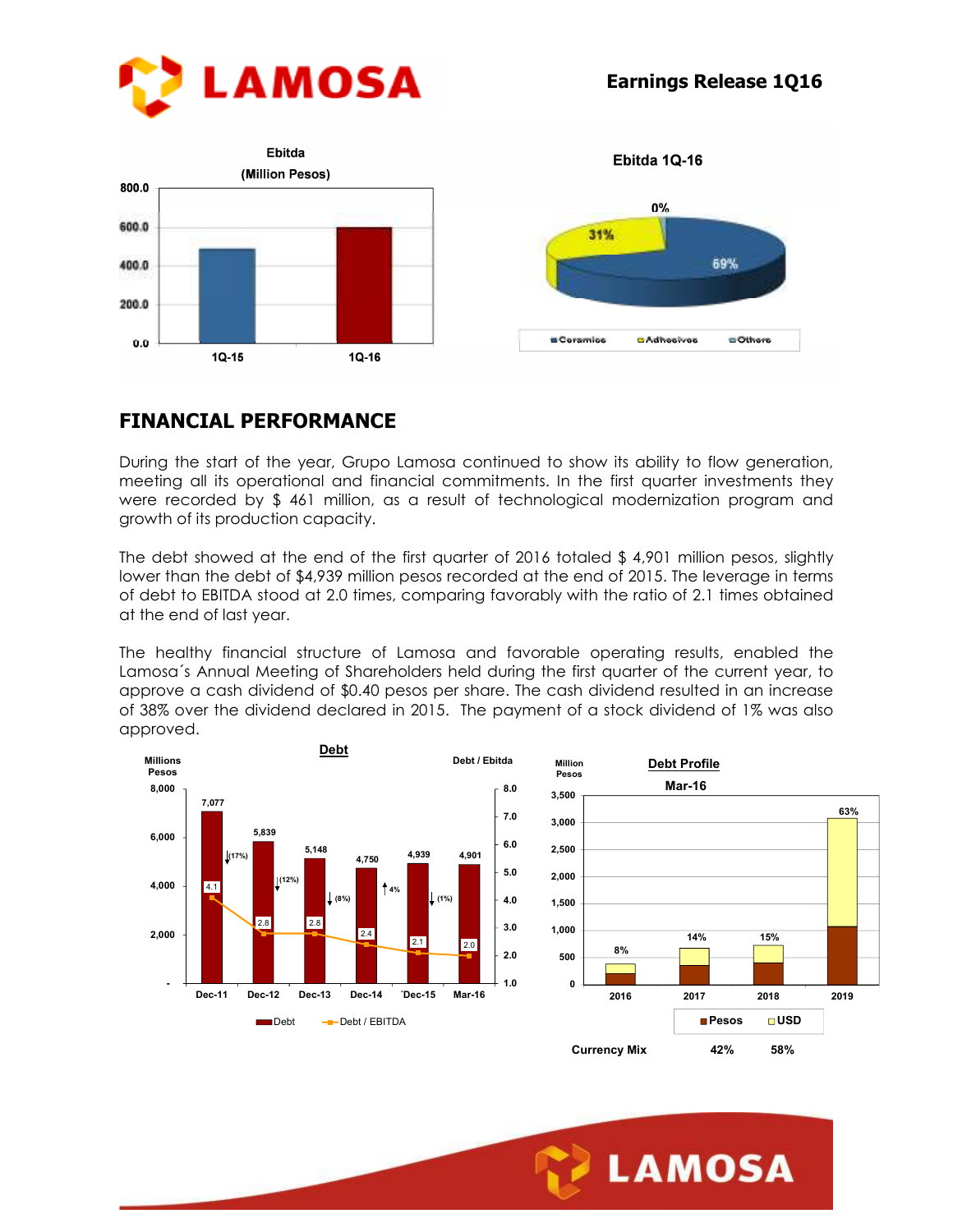## FINANCIAL PERFORMANCE

During the start of the year, Grupo Lamosa continued to show its ability to flow generation, meeting all its operational and financial commitments. In the first quarter investments they were recorded by $ 461 million, as a result of technological modernization program and growth of its production capacity.

The debt showed at the end of the first quarter of 2016 totaled $ 4,901 million pesos, slightly lower than the debt of $4,939 million pesos recorded at the end of 2015. The leverage in terms of debt to EBITDA stood at 2.0 times, comparing favorably with the ratio of 2.1 times obtained at the end of last year.

The healthy financial structure of Lamosa and favorable operating results, enabled the Lamosa´s Annual Meeting of Shareholders held during the first quarter of the current year, to approve a cash dividend of $0.40 pesos per share. The cash dividend resulted in an increase of 38% over the dividend declared in 2015. The payment of a stock dividend of 1% was also approved.

**Debt**

| | Dec-11 | Dec-12 | Dec-13 | Dec-14 | Dec-15 | Mar-16 |
|---|---|---|---|---|---|---|
| Debt (Millions Pesos) | 7,077 | 5,839 | 5,148 | 4,750 | 4,939 | 4,901 |
| Change | | (17%) | (12%) | (8%) | 4% | (1%) |
| Debt / EBITDA | 4.1 | 2.8 | 2.8 | 2.4 | 2.1 | 2.0 |

**Debt Profile Mar-16** (Million Pesos)

| | 2016 | 2017 | 2018 | 2019 |
|---|---|---|---|---|
| % | 8% | 14% | 15% | 63% |

| Currency Mix | Pesos | USD |
|---|---|---|
| | 42% | 58% |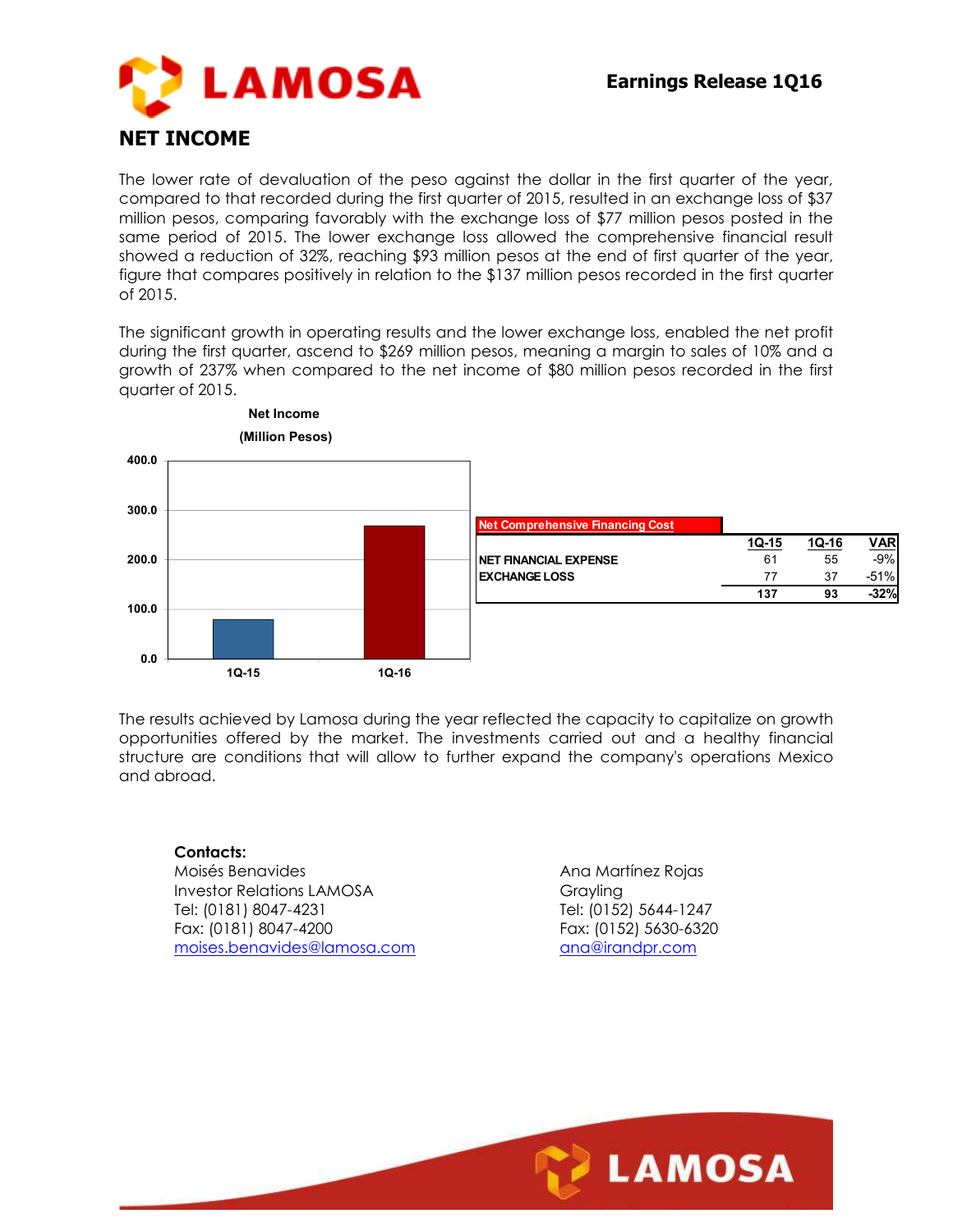## NET INCOME

The lower rate of devaluation of the peso against the dollar in the first quarter of the year, compared to that recorded during the first quarter of 2015, resulted in an exchange loss of $37 million pesos, comparing favorably with the exchange loss of $77 million pesos posted in the same period of 2015. The lower exchange loss allowed the comprehensive financial result showed a reduction of 32%, reaching $93 million pesos at the end of first quarter of the year, figure that compares positively in relation to the $137 million pesos recorded in the first quarter of 2015.

The significant growth in operating results and the lower exchange loss, enabled the net profit during the first quarter, ascend to $269 million pesos, meaning a margin to sales of 10% and a growth of 237% when compared to the net income of $80 million pesos recorded in the first quarter of 2015.

Net Income

(Million Pesos)

400.0
300.0
200.0
100.0
0.0

1Q-15
1Q-16

| Net Comprehensive Financing Cost | 1Q-15 | 1Q-16 | VAR |
|---|---|---|---|
| NET FINANCIAL EXPENSE | 61 | 55 | -9% |
| EXCHANGE LOSS | 77 | 37 | -51% |
| | **137** | **93** | **-32%** |

The results achieved by Lamosa during the year reflected the capacity to capitalize on growth opportunities offered by the market. The investments carried out and a healthy financial structure are conditions that will allow to further expand the company's operations Mexico and abroad.

**Contacts:**

Moisés Benavides
Investor Relations LAMOSA
Tel: (0181) 8047-4231
Fax: (0181) 8047-4200
moises.benavides@lamosa.com

Ana Martínez Rojas
Grayling
Tel: (0152) 5644-1247
Fax: (0152) 5630-6320
ana@irandpr.com